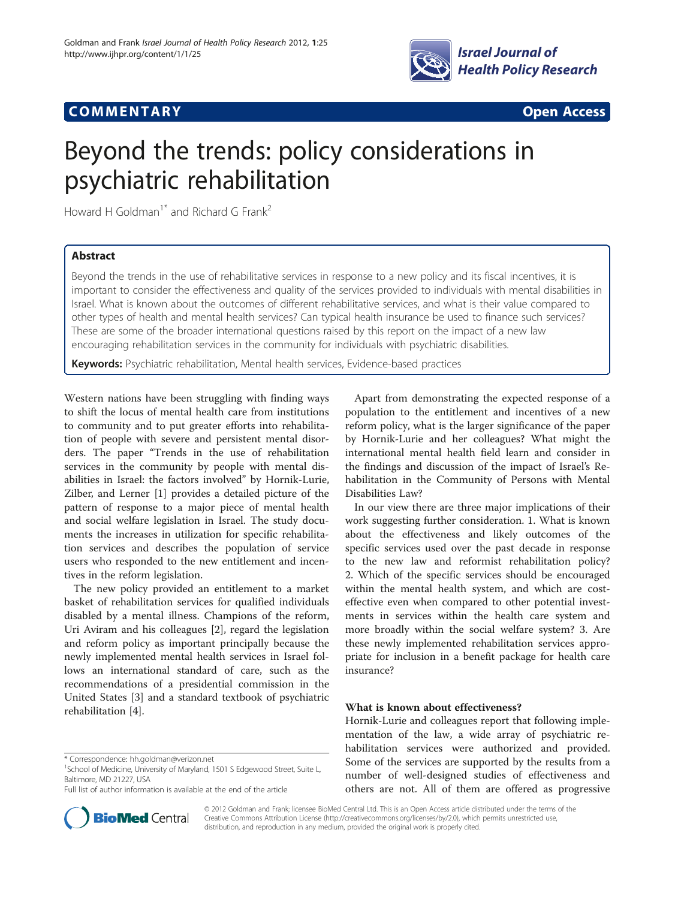COMMENTARY Open Access

# Beyond the trends: policy considerations in psychiatric rehabilitation

Howard H Goldman[1*] and Richard G Frank[2]

## Abstract

Beyond the trends in the use of rehabilitative services in response to a new policy and its fiscal incentives, it is important to consider the effectiveness and quality of the services provided to individuals with mental disabilities in Israel. What is known about the outcomes of different rehabilitative services, and what is their value compared to other types of health and mental health services? Can typical health insurance be used to finance such services? These are some of the broader international questions raised by this report on the impact of a new law encouraging rehabilitation services in the community for individuals with psychiatric disabilities.

**Keywords:** Psychiatric rehabilitation, Mental health services, Evidence-based practices

Western nations have been struggling with finding ways to shift the locus of mental health care from institutions to community and to put greater efforts into rehabilitation of people with severe and persistent mental disorders. The paper "Trends in the use of rehabilitation services in the community by people with mental disabilities in Israel: the factors involved" by Hornik-Lurie, Zilber, and Lerner [1] provides a detailed picture of the pattern of response to a major piece of mental health and social welfare legislation in Israel. The study documents the increases in utilization for specific rehabilitation services and describes the population of service users who responded to the new entitlement and incentives in the reform legislation.

The new policy provided an entitlement to a market basket of rehabilitation services for qualified individuals disabled by a mental illness. Champions of the reform, Uri Aviram and his colleagues [2], regard the legislation and reform policy as important principally because the newly implemented mental health services in Israel follows an international standard of care, such as the recommendations of a presidential commission in the United States [3] and a standard textbook of psychiatric rehabilitation [4].

Apart from demonstrating the expected response of a population to the entitlement and incentives of a new reform policy, what is the larger significance of the paper by Hornik-Lurie and her colleagues? What might the international mental health field learn and consider in the findings and discussion of the impact of Israel's Rehabilitation in the Community of Persons with Mental Disabilities Law?

In our view there are three major implications of their work suggesting further consideration. 1. What is known about the effectiveness and likely outcomes of the specific services used over the past decade in response to the new law and reformist rehabilitation policy? 2. Which of the specific services should be encouraged within the mental health system, and which are cost-effective even when compared to other potential investments in services within the health care system and more broadly within the social welfare system? 3. Are these newly implemented rehabilitation services appropriate for inclusion in a benefit package for health care insurance?

### What is known about effectiveness?

Hornik-Lurie and colleagues report that following implementation of the law, a wide array of psychiatric rehabilitation services were authorized and provided. Some of the services are supported by the results from a number of well-designed studies of effectiveness and others are not. All of them are offered as progressive

\* Correspondence: hh.goldman@verizon.net
[1]School of Medicine, University of Maryland, 1501 S Edgewood Street, Suite L, Baltimore, MD 21227, USA
Full list of author information is available at the end of the article

© 2012 Goldman and Frank; licensee BioMed Central Ltd. This is an Open Access article distributed under the terms of the Creative Commons Attribution License (http://creativecommons.org/licenses/by/2.0), which permits unrestricted use, distribution, and reproduction in any medium, provided the original work is properly cited.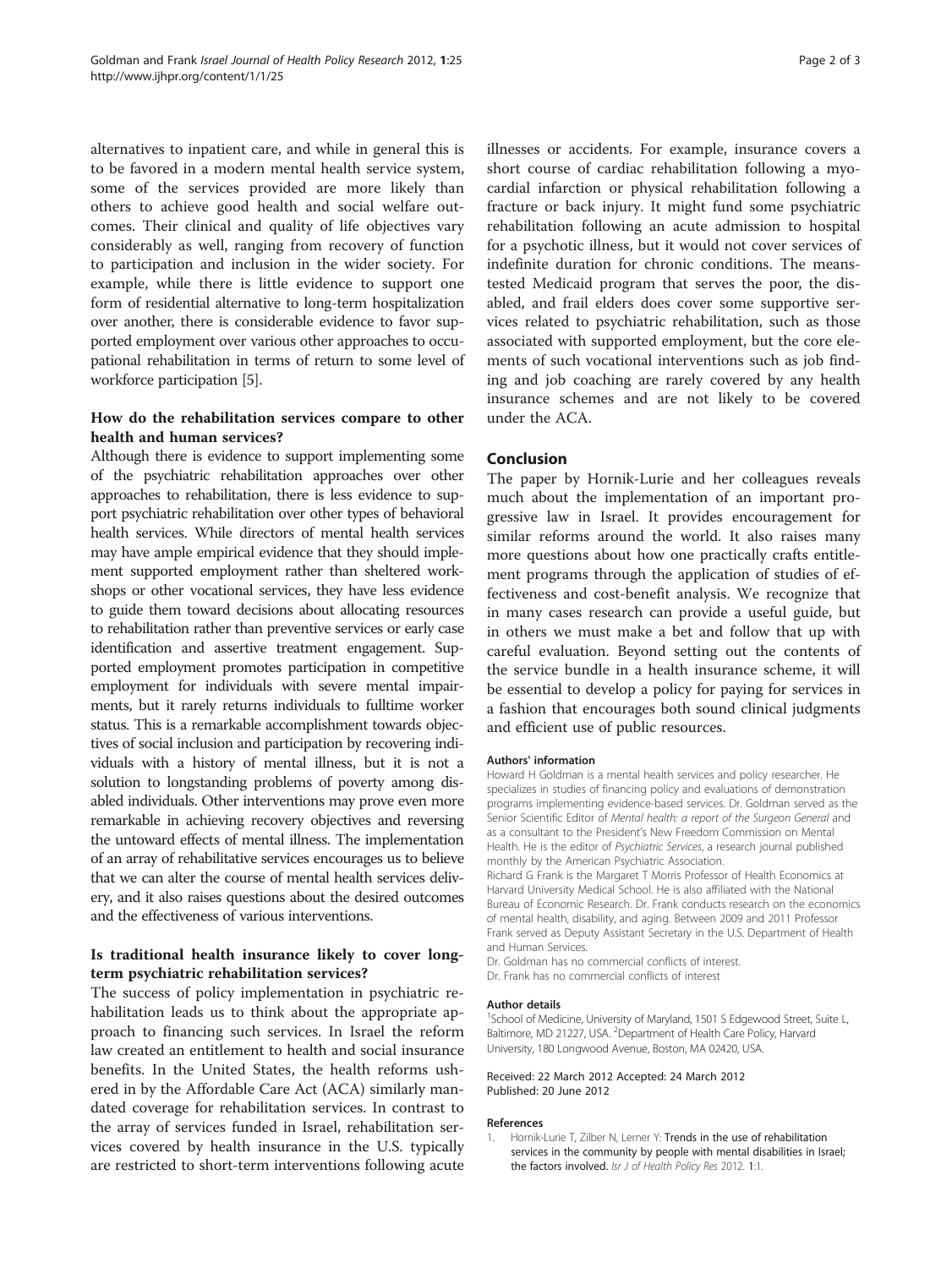alternatives to inpatient care, and while in general this is to be favored in a modern mental health service system, some of the services provided are more likely than others to achieve good health and social welfare outcomes. Their clinical and quality of life objectives vary considerably as well, ranging from recovery of function to participation and inclusion in the wider society. For example, while there is little evidence to support one form of residential alternative to long-term hospitalization over another, there is considerable evidence to favor supported employment over various other approaches to occupational rehabilitation in terms of return to some level of workforce participation [5].

### How do the rehabilitation services compare to other health and human services?

Although there is evidence to support implementing some of the psychiatric rehabilitation approaches over other approaches to rehabilitation, there is less evidence to support psychiatric rehabilitation over other types of behavioral health services. While directors of mental health services may have ample empirical evidence that they should implement supported employment rather than sheltered workshops or other vocational services, they have less evidence to guide them toward decisions about allocating resources to rehabilitation rather than preventive services or early case identification and assertive treatment engagement. Supported employment promotes participation in competitive employment for individuals with severe mental impairments, but it rarely returns individuals to fulltime worker status. This is a remarkable accomplishment towards objectives of social inclusion and participation by recovering individuals with a history of mental illness, but it is not a solution to longstanding problems of poverty among disabled individuals. Other interventions may prove even more remarkable in achieving recovery objectives and reversing the untoward effects of mental illness. The implementation of an array of rehabilitative services encourages us to believe that we can alter the course of mental health services delivery, and it also raises questions about the desired outcomes and the effectiveness of various interventions.

### Is traditional health insurance likely to cover long-term psychiatric rehabilitation services?

The success of policy implementation in psychiatric rehabilitation leads us to think about the appropriate approach to financing such services. In Israel the reform law created an entitlement to health and social insurance benefits. In the United States, the health reforms ushered in by the Affordable Care Act (ACA) similarly mandated coverage for rehabilitation services. In contrast to the array of services funded in Israel, rehabilitation services covered by health insurance in the U.S. typically are restricted to short-term interventions following acute illnesses or accidents. For example, insurance covers a short course of cardiac rehabilitation following a myocardial infarction or physical rehabilitation following a fracture or back injury. It might fund some psychiatric rehabilitation following an acute admission to hospital for a psychotic illness, but it would not cover services of indefinite duration for chronic conditions. The means-tested Medicaid program that serves the poor, the disabled, and frail elders does cover some supportive services related to psychiatric rehabilitation, such as those associated with supported employment, but the core elements of such vocational interventions such as job finding and job coaching are rarely covered by any health insurance schemes and are not likely to be covered under the ACA.

## Conclusion

The paper by Hornik-Lurie and her colleagues reveals much about the implementation of an important progressive law in Israel. It provides encouragement for similar reforms around the world. It also raises many more questions about how one practically crafts entitlement programs through the application of studies of effectiveness and cost-benefit analysis. We recognize that in many cases research can provide a useful guide, but in others we must make a bet and follow that up with careful evaluation. Beyond setting out the contents of the service bundle in a health insurance scheme, it will be essential to develop a policy for paying for services in a fashion that encourages both sound clinical judgments and efficient use of public resources.

#### Authors' information

Howard H Goldman is a mental health services and policy researcher. He specializes in studies of financing policy and evaluations of demonstration programs implementing evidence-based services. Dr. Goldman served as the Senior Scientific Editor of *Mental health: a report of the Surgeon General* and as a consultant to the President's New Freedom Commission on Mental Health. He is the editor of *Psychiatric Services*, a research journal published monthly by the American Psychiatric Association.

Richard G Frank is the Margaret T Morris Professor of Health Economics at Harvard University Medical School. He is also affiliated with the National Bureau of Economic Research. Dr. Frank conducts research on the economics of mental health, disability, and aging. Between 2009 and 2011 Professor Frank served as Deputy Assistant Secretary in the U.S. Department of Health and Human Services.

Dr. Goldman has no commercial conflicts of interest.
Dr. Frank has no commercial conflicts of interest

#### Author details

[1]School of Medicine, University of Maryland, 1501 S Edgewood Street, Suite L, Baltimore, MD 21227, USA. [2]Department of Health Care Policy, Harvard University, 180 Longwood Avenue, Boston, MA 02420, USA.

Received: 22 March 2012 Accepted: 24 March 2012
Published: 20 June 2012

#### References

1. Hornik-Lurie T, Zilber N, Lerner Y: **Trends in the use of rehabilitation services in the community by people with mental disabilities in Israel; the factors involved.** *Isr J of Health Policy Res* 2012. **1**:1.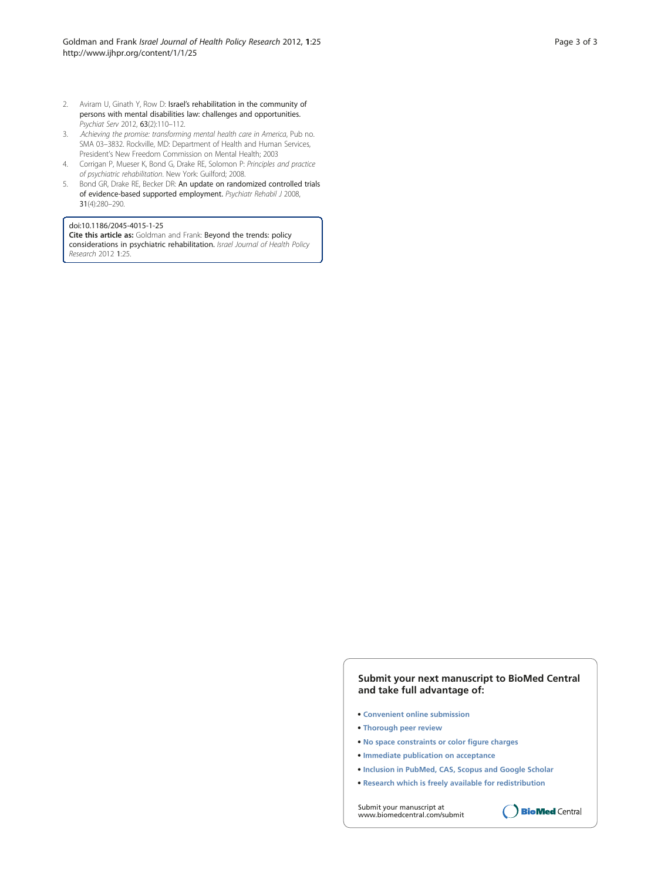2. Aviram U, Ginath Y, Row D: **Israel's rehabilitation in the community of persons with mental disabilities law: challenges and opportunities.** *Psychiat Serv* 2012, **63**(2):110–112.
3. *Achieving the promise: transforming mental health care in America*, Pub no. SMA 03–3832. Rockville, MD: Department of Health and Human Services, President's New Freedom Commission on Mental Health; 2003
4. Corrigan P, Mueser K, Bond G, Drake RE, Solomon P: *Principles and practice of psychiatric rehabilitation*. New York: Guilford; 2008.
5. Bond GR, Drake RE, Becker DR: **An update on randomized controlled trials of evidence-based supported employment.** *Psychiatr Rehabil J* 2008, **31**(4):280–290.

doi:10.1186/2045-4015-1-25
**Cite this article as:** Goldman and Frank: **Beyond the trends: policy considerations in psychiatric rehabilitation.** *Israel Journal of Health Policy Research* 2012 **1**:25.

**Submit your next manuscript to BioMed Central and take full advantage of:**

- **Convenient online submission**
- **Thorough peer review**
- **No space constraints or color figure charges**
- **Immediate publication on acceptance**
- **Inclusion in PubMed, CAS, Scopus and Google Scholar**
- **Research which is freely available for redistribution**

Submit your manuscript at
www.biomedcentral.com/submit

BioMed Central